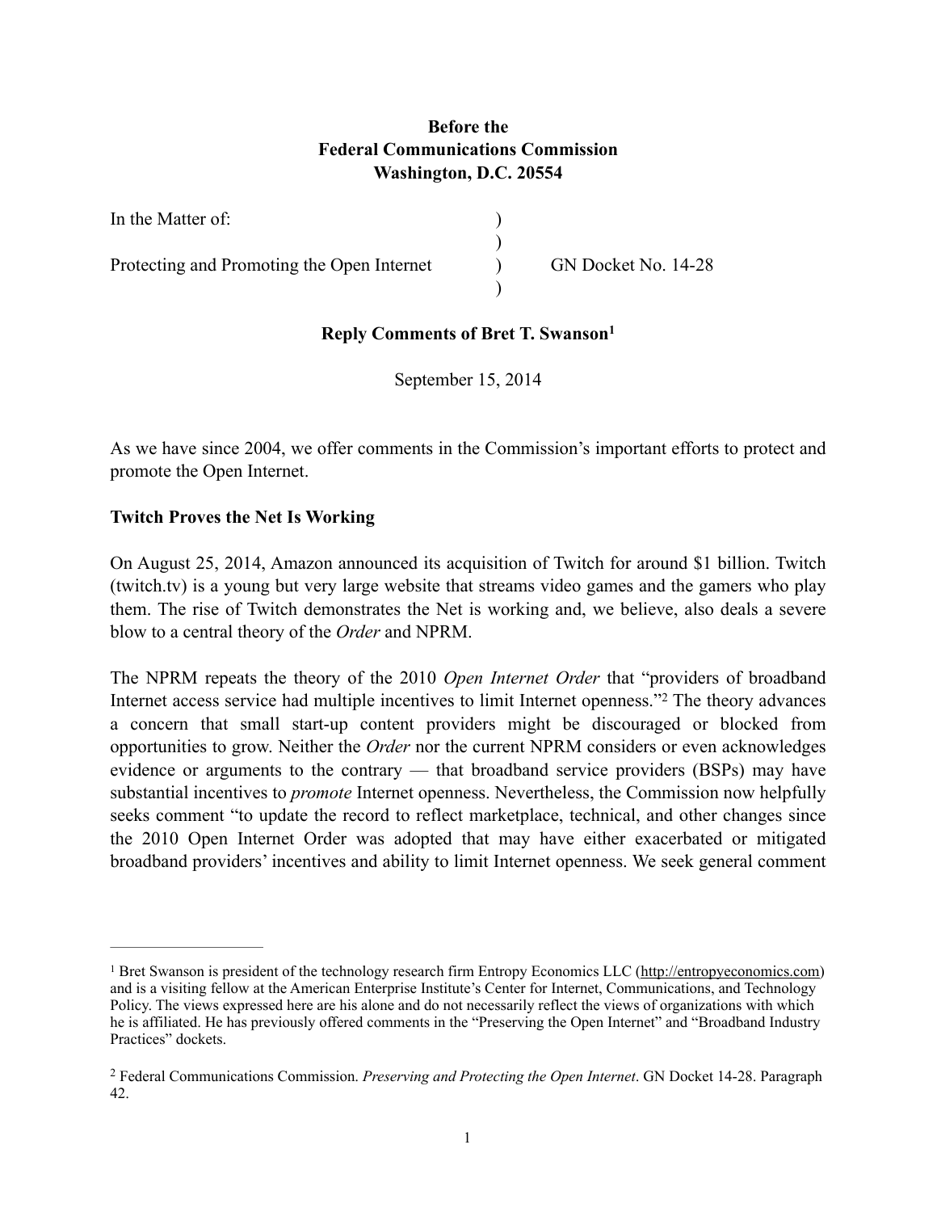**Before the**
**Federal Communications Commission**
**Washington, D.C. 20554**

| | | |
|---|---|---|
| In the Matter of: | ) | |
| | ) | |
| Protecting and Promoting the Open Internet | ) | GN Docket No. 14-28 |
| | ) | |

**Reply Comments of Bret T. Swanson[1]**

September 15, 2014

As we have since 2004, we offer comments in the Commission's important efforts to protect and promote the Open Internet.

**Twitch Proves the Net Is Working**

On August 25, 2014, Amazon announced its acquisition of Twitch for around $1 billion. Twitch (twitch.tv) is a young but very large website that streams video games and the gamers who play them. The rise of Twitch demonstrates the Net is working and, we believe, also deals a severe blow to a central theory of the *Order* and NPRM.

The NPRM repeats the theory of the 2010 *Open Internet Order* that "providers of broadband Internet access service had multiple incentives to limit Internet openness."[2] The theory advances a concern that small start-up content providers might be discouraged or blocked from opportunities to grow. Neither the *Order* nor the current NPRM considers or even acknowledges evidence or arguments to the contrary — that broadband service providers (BSPs) may have substantial incentives to *promote* Internet openness. Nevertheless, the Commission now helpfully seeks comment "to update the record to reflect marketplace, technical, and other changes since the 2010 Open Internet Order was adopted that may have either exacerbated or mitigated broadband providers' incentives and ability to limit Internet openness. We seek general comment

---

[1] Bret Swanson is president of the technology research firm Entropy Economics LLC (http://entropyeconomics.com) and is a visiting fellow at the American Enterprise Institute's Center for Internet, Communications, and Technology Policy. The views expressed here are his alone and do not necessarily reflect the views of organizations with which he is affiliated. He has previously offered comments in the "Preserving the Open Internet" and "Broadband Industry Practices" dockets.

[2] Federal Communications Commission. *Preserving and Protecting the Open Internet*. GN Docket 14-28. Paragraph 42.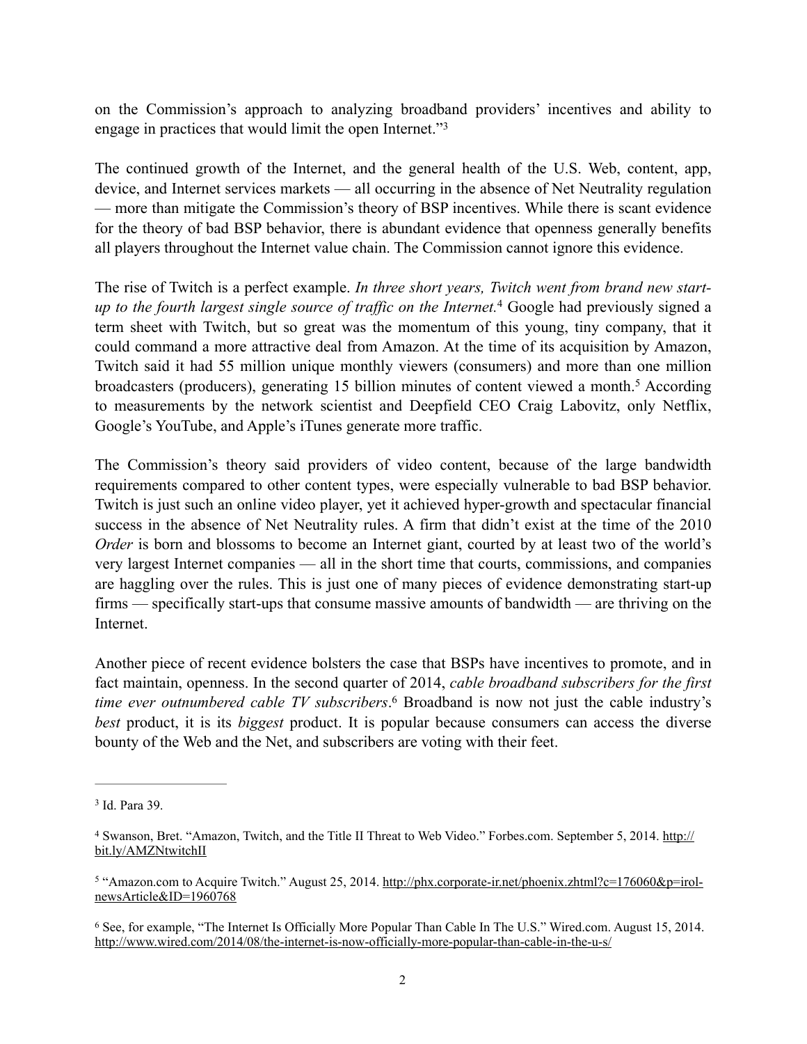on the Commission's approach to analyzing broadband providers' incentives and ability to engage in practices that would limit the open Internet."[3]

The continued growth of the Internet, and the general health of the U.S. Web, content, app, device, and Internet services markets — all occurring in the absence of Net Neutrality regulation — more than mitigate the Commission's theory of BSP incentives. While there is scant evidence for the theory of bad BSP behavior, there is abundant evidence that openness generally benefits all players throughout the Internet value chain. The Commission cannot ignore this evidence.

The rise of Twitch is a perfect example. *In three short years, Twitch went from brand new start-up to the fourth largest single source of traffic on the Internet.*[4] Google had previously signed a term sheet with Twitch, but so great was the momentum of this young, tiny company, that it could command a more attractive deal from Amazon. At the time of its acquisition by Amazon, Twitch said it had 55 million unique monthly viewers (consumers) and more than one million broadcasters (producers), generating 15 billion minutes of content viewed a month.[5] According to measurements by the network scientist and Deepfield CEO Craig Labovitz, only Netflix, Google's YouTube, and Apple's iTunes generate more traffic.

The Commission's theory said providers of video content, because of the large bandwidth requirements compared to other content types, were especially vulnerable to bad BSP behavior. Twitch is just such an online video player, yet it achieved hyper-growth and spectacular financial success in the absence of Net Neutrality rules. A firm that didn't exist at the time of the 2010 *Order* is born and blossoms to become an Internet giant, courted by at least two of the world's very largest Internet companies — all in the short time that courts, commissions, and companies are haggling over the rules. This is just one of many pieces of evidence demonstrating start-up firms — specifically start-ups that consume massive amounts of bandwidth — are thriving on the Internet.

Another piece of recent evidence bolsters the case that BSPs have incentives to promote, and in fact maintain, openness. In the second quarter of 2014, *cable broadband subscribers for the first time ever outnumbered cable TV subscribers*.[6] Broadband is now not just the cable industry's *best* product, it is its *biggest* product. It is popular because consumers can access the diverse bounty of the Web and the Net, and subscribers are voting with their feet.

---

[3] Id. Para 39.

[4] Swanson, Bret. "Amazon, Twitch, and the Title II Threat to Web Video." Forbes.com. September 5, 2014. http://bit.ly/AMZNtwitchII

[5] "Amazon.com to Acquire Twitch." August 25, 2014. http://phx.corporate-ir.net/phoenix.zhtml?c=176060&p=irol-newsArticle&ID=1960768

[6] See, for example, "The Internet Is Officially More Popular Than Cable In The U.S." Wired.com. August 15, 2014. http://www.wired.com/2014/08/the-internet-is-now-officially-more-popular-than-cable-in-the-u-s/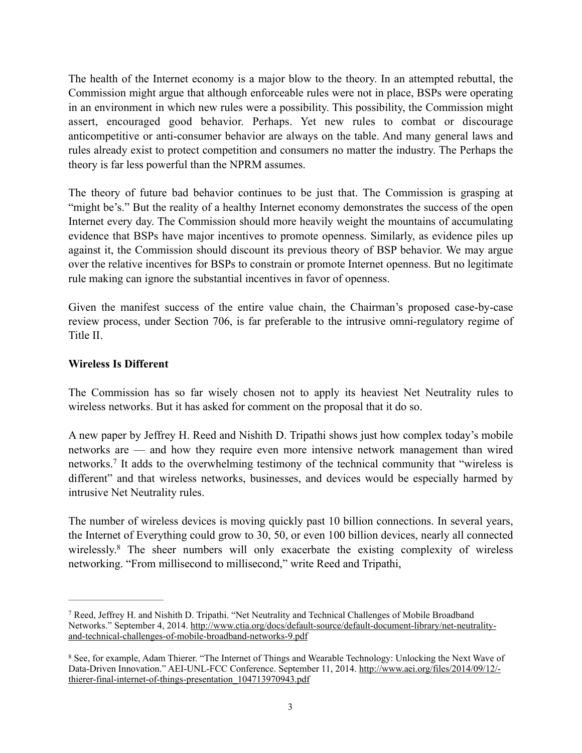The health of the Internet economy is a major blow to the theory. In an attempted rebuttal, the Commission might argue that although enforceable rules were not in place, BSPs were operating in an environment in which new rules were a possibility. This possibility, the Commission might assert, encouraged good behavior. Perhaps. Yet new rules to combat or discourage anticompetitive or anti-consumer behavior are always on the table. And many general laws and rules already exist to protect competition and consumers no matter the industry. The Perhaps the theory is far less powerful than the NPRM assumes.

The theory of future bad behavior continues to be just that. The Commission is grasping at "might be's." But the reality of a healthy Internet economy demonstrates the success of the open Internet every day. The Commission should more heavily weight the mountains of accumulating evidence that BSPs have major incentives to promote openness. Similarly, as evidence piles up against it, the Commission should discount its previous theory of BSP behavior. We may argue over the relative incentives for BSPs to constrain or promote Internet openness. But no legitimate rule making can ignore the substantial incentives in favor of openness.

Given the manifest success of the entire value chain, the Chairman's proposed case-by-case review process, under Section 706, is far preferable to the intrusive omni-regulatory regime of Title II.

**Wireless Is Different**

The Commission has so far wisely chosen not to apply its heaviest Net Neutrality rules to wireless networks. But it has asked for comment on the proposal that it do so.

A new paper by Jeffrey H. Reed and Nishith D. Tripathi shows just how complex today's mobile networks are — and how they require even more intensive network management than wired networks.[7] It adds to the overwhelming testimony of the technical community that "wireless is different" and that wireless networks, businesses, and devices would be especially harmed by intrusive Net Neutrality rules.

The number of wireless devices is moving quickly past 10 billion connections. In several years, the Internet of Everything could grow to 30, 50, or even 100 billion devices, nearly all connected wirelessly.[8] The sheer numbers will only exacerbate the existing complexity of wireless networking. "From millisecond to millisecond," write Reed and Tripathi,

---

[7] Reed, Jeffrey H. and Nishith D. Tripathi. "Net Neutrality and Technical Challenges of Mobile Broadband Networks." September 4, 2014. http://www.ctia.org/docs/default-source/default-document-library/net-neutrality-and-technical-challenges-of-mobile-broadband-networks-9.pdf

[8] See, for example, Adam Thierer. "The Internet of Things and Wearable Technology: Unlocking the Next Wave of Data-Driven Innovation." AEI-UNL-FCC Conference. September 11, 2014. http://www.aei.org/files/2014/09/12/-thierer-final-internet-of-things-presentation_104713970943.pdf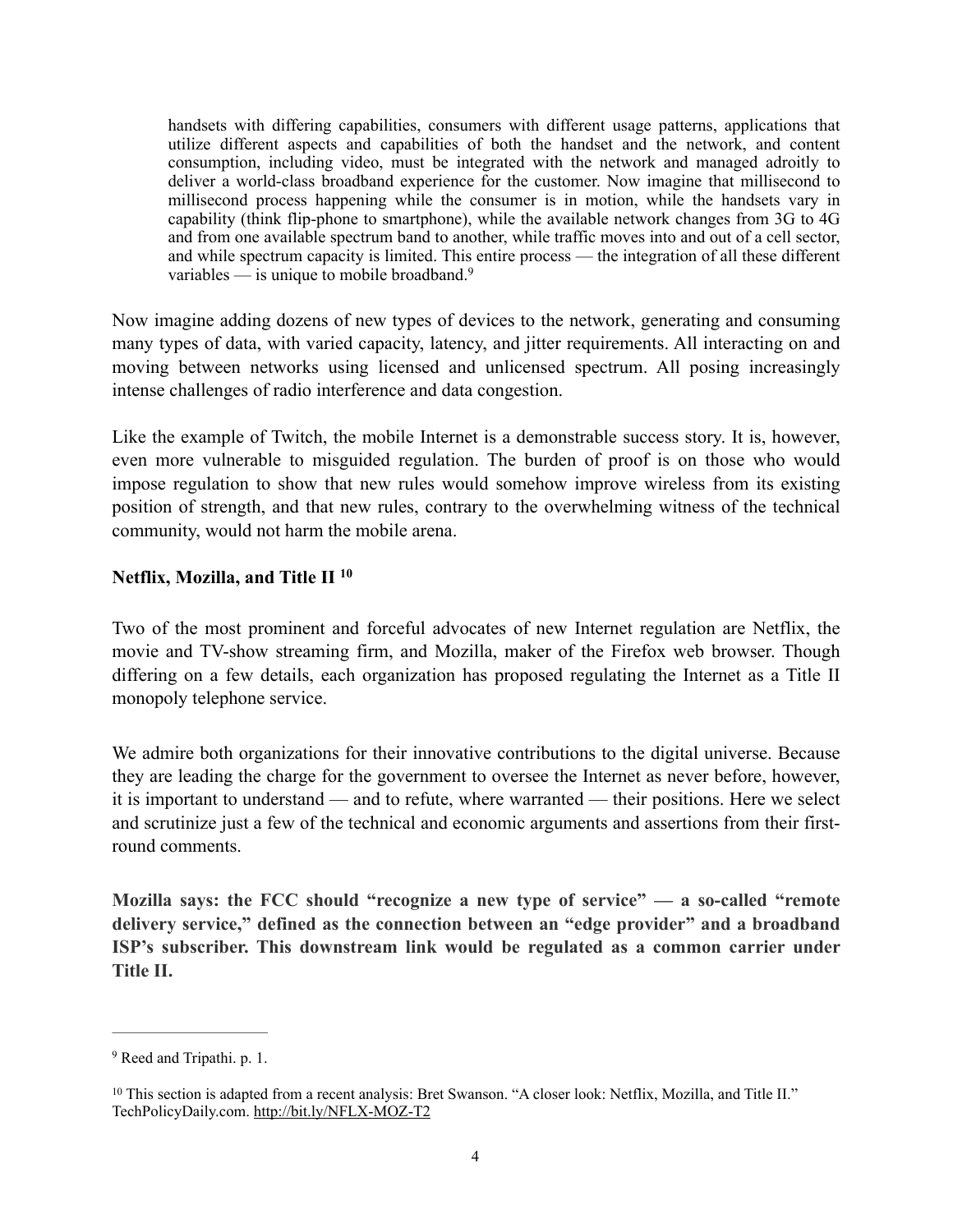> handsets with differing capabilities, consumers with different usage patterns, applications that utilize different aspects and capabilities of both the handset and the network, and content consumption, including video, must be integrated with the network and managed adroitly to deliver a world-class broadband experience for the customer. Now imagine that millisecond to millisecond process happening while the consumer is in motion, while the handsets vary in capability (think flip-phone to smartphone), while the available network changes from 3G to 4G and from one available spectrum band to another, while traffic moves into and out of a cell sector, and while spectrum capacity is limited. This entire process — the integration of all these different variables — is unique to mobile broadband.[9]

Now imagine adding dozens of new types of devices to the network, generating and consuming many types of data, with varied capacity, latency, and jitter requirements. All interacting on and moving between networks using licensed and unlicensed spectrum. All posing increasingly intense challenges of radio interference and data congestion.

Like the example of Twitch, the mobile Internet is a demonstrable success story. It is, however, even more vulnerable to misguided regulation. The burden of proof is on those who would impose regulation to show that new rules would somehow improve wireless from its existing position of strength, and that new rules, contrary to the overwhelming witness of the technical community, would not harm the mobile arena.

**Netflix, Mozilla, and Title II [10]**

Two of the most prominent and forceful advocates of new Internet regulation are Netflix, the movie and TV-show streaming firm, and Mozilla, maker of the Firefox web browser. Though differing on a few details, each organization has proposed regulating the Internet as a Title II monopoly telephone service.

We admire both organizations for their innovative contributions to the digital universe. Because they are leading the charge for the government to oversee the Internet as never before, however, it is important to understand — and to refute, where warranted — their positions. Here we select and scrutinize just a few of the technical and economic arguments and assertions from their first-round comments.

**Mozilla says: the FCC should "recognize a new type of service" — a so-called "remote delivery service," defined as the connection between an "edge provider" and a broadband ISP's subscriber. This downstream link would be regulated as a common carrier under Title II.**

---

[9] Reed and Tripathi. p. 1.

[10] This section is adapted from a recent analysis: Bret Swanson. "A closer look: Netflix, Mozilla, and Title II." TechPolicyDaily.com. http://bit.ly/NFLX-MOZ-T2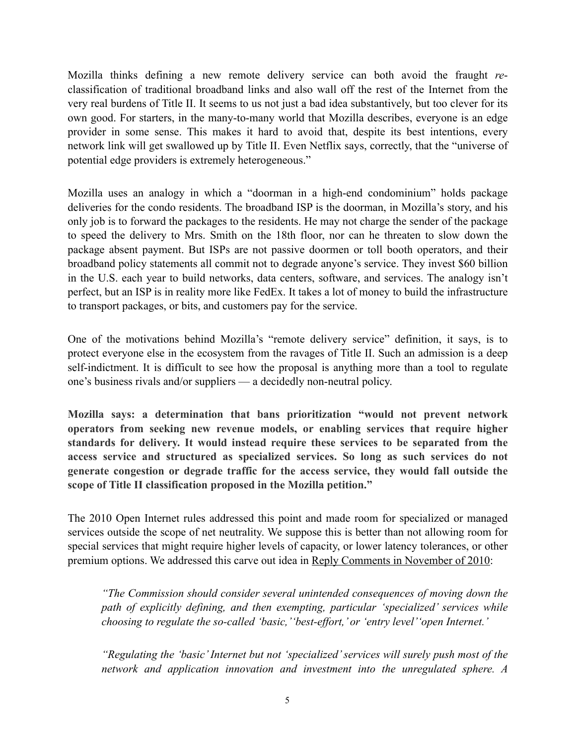Mozilla thinks defining a new remote delivery service can both avoid the fraught *re*-classification of traditional broadband links and also wall off the rest of the Internet from the very real burdens of Title II. It seems to us not just a bad idea substantively, but too clever for its own good. For starters, in the many-to-many world that Mozilla describes, everyone is an edge provider in some sense. This makes it hard to avoid that, despite its best intentions, every network link will get swallowed up by Title II. Even Netflix says, correctly, that the "universe of potential edge providers is extremely heterogeneous."

Mozilla uses an analogy in which a "doorman in a high-end condominium" holds package deliveries for the condo residents. The broadband ISP is the doorman, in Mozilla's story, and his only job is to forward the packages to the residents. He may not charge the sender of the package to speed the delivery to Mrs. Smith on the 18th floor, nor can he threaten to slow down the package absent payment. But ISPs are not passive doormen or toll booth operators, and their broadband policy statements all commit not to degrade anyone's service. They invest $60 billion in the U.S. each year to build networks, data centers, software, and services. The analogy isn't perfect, but an ISP is in reality more like FedEx. It takes a lot of money to build the infrastructure to transport packages, or bits, and customers pay for the service.

One of the motivations behind Mozilla's "remote delivery service" definition, it says, is to protect everyone else in the ecosystem from the ravages of Title II. Such an admission is a deep self-indictment. It is difficult to see how the proposal is anything more than a tool to regulate one's business rivals and/or suppliers — a decidedly non-neutral policy.

**Mozilla says: a determination that bans prioritization "would not prevent network operators from seeking new revenue models, or enabling services that require higher standards for delivery. It would instead require these services to be separated from the access service and structured as specialized services. So long as such services do not generate congestion or degrade traffic for the access service, they would fall outside the scope of Title II classification proposed in the Mozilla petition."**

The 2010 Open Internet rules addressed this point and made room for specialized or managed services outside the scope of net neutrality. We suppose this is better than not allowing room for special services that might require higher levels of capacity, or lower latency tolerances, or other premium options. We addressed this carve out idea in Reply Comments in November of 2010:

> *"The Commission should consider several unintended consequences of moving down the path of explicitly defining, and then exempting, particular 'specialized' services while choosing to regulate the so-called 'basic,' 'best-effort,' or 'entry level' 'open Internet.'*
>
> *"Regulating the 'basic' Internet but not 'specialized' services will surely push most of the network and application innovation and investment into the unregulated sphere. A*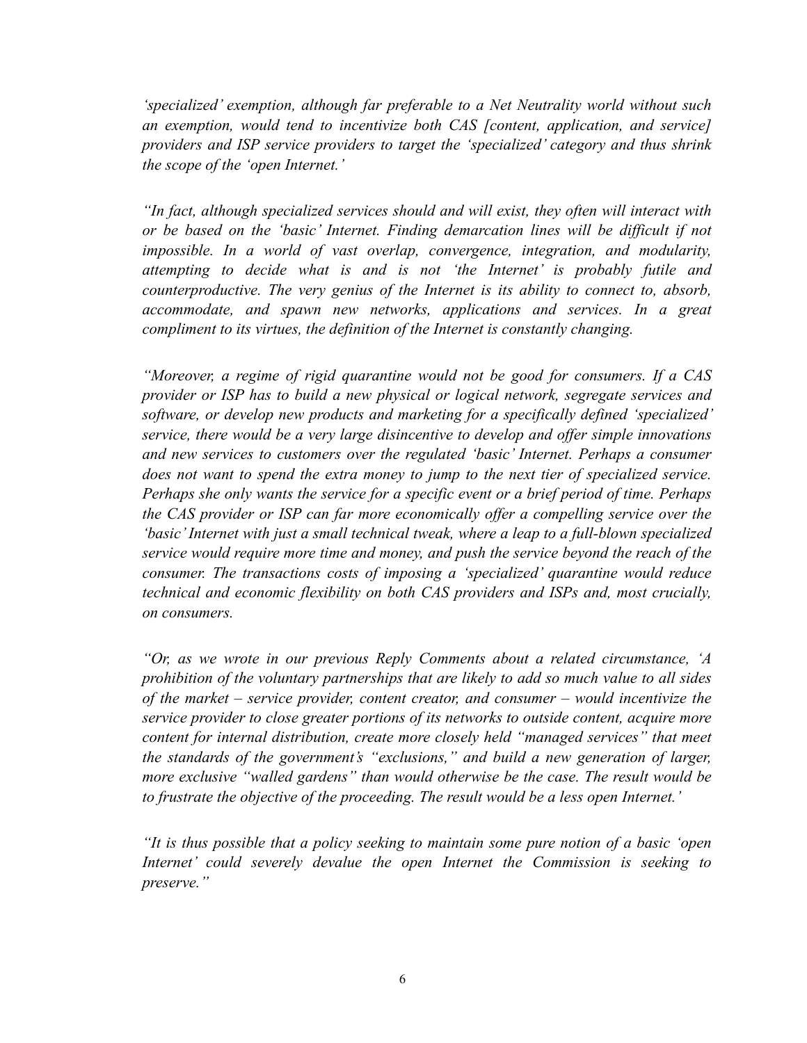*'specialized' exemption, although far preferable to a Net Neutrality world without such an exemption, would tend to incentivize both CAS [content, application, and service] providers and ISP service providers to target the 'specialized' category and thus shrink the scope of the 'open Internet.'*

*"In fact, although specialized services should and will exist, they often will interact with or be based on the 'basic' Internet. Finding demarcation lines will be difficult if not impossible. In a world of vast overlap, convergence, integration, and modularity, attempting to decide what is and is not 'the Internet' is probably futile and counterproductive. The very genius of the Internet is its ability to connect to, absorb, accommodate, and spawn new networks, applications and services. In a great compliment to its virtues, the definition of the Internet is constantly changing.*

*"Moreover, a regime of rigid quarantine would not be good for consumers. If a CAS provider or ISP has to build a new physical or logical network, segregate services and software, or develop new products and marketing for a specifically defined 'specialized' service, there would be a very large disincentive to develop and offer simple innovations and new services to customers over the regulated 'basic' Internet. Perhaps a consumer does not want to spend the extra money to jump to the next tier of specialized service. Perhaps she only wants the service for a specific event or a brief period of time. Perhaps the CAS provider or ISP can far more economically offer a compelling service over the 'basic' Internet with just a small technical tweak, where a leap to a full-blown specialized service would require more time and money, and push the service beyond the reach of the consumer. The transactions costs of imposing a 'specialized' quarantine would reduce technical and economic flexibility on both CAS providers and ISPs and, most crucially, on consumers.*

*"Or, as we wrote in our previous Reply Comments about a related circumstance, 'A prohibition of the voluntary partnerships that are likely to add so much value to all sides of the market – service provider, content creator, and consumer – would incentivize the service provider to close greater portions of its networks to outside content, acquire more content for internal distribution, create more closely held "managed services" that meet the standards of the government's "exclusions," and build a new generation of larger, more exclusive "walled gardens" than would otherwise be the case. The result would be to frustrate the objective of the proceeding. The result would be a less open Internet.'*

*"It is thus possible that a policy seeking to maintain some pure notion of a basic 'open Internet' could severely devalue the open Internet the Commission is seeking to preserve."*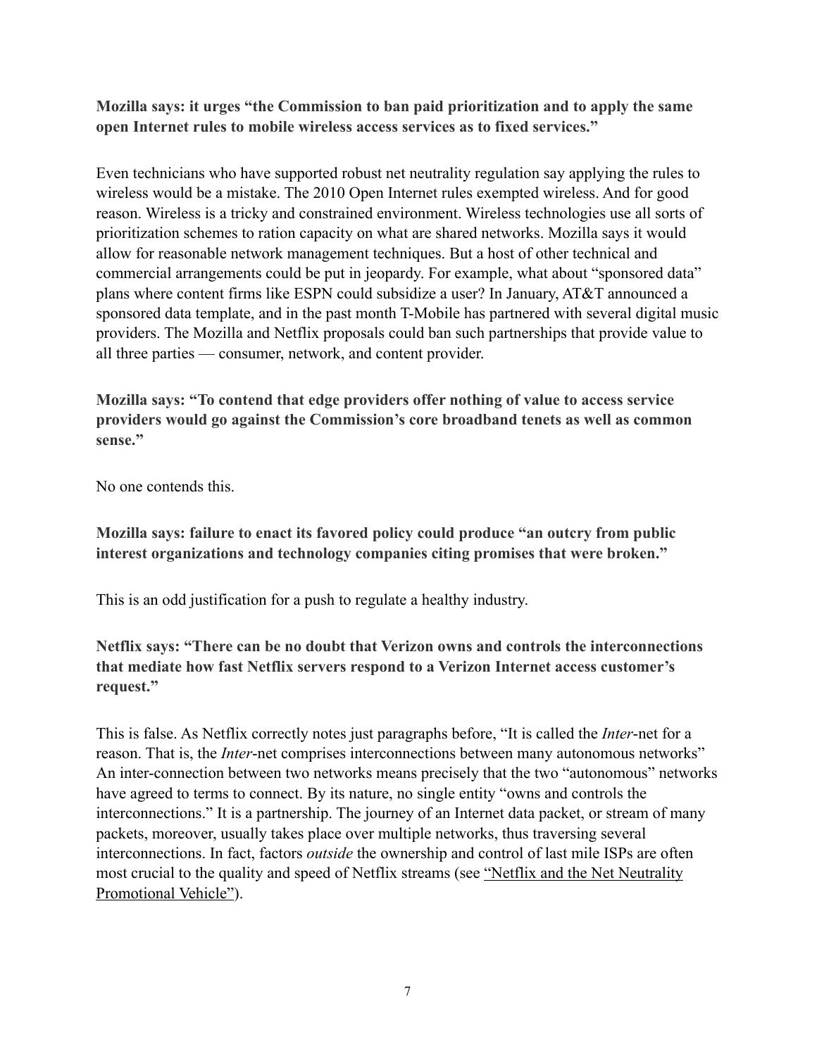**Mozilla says: it urges "the Commission to ban paid prioritization and to apply the same open Internet rules to mobile wireless access services as to fixed services."**

Even technicians who have supported robust net neutrality regulation say applying the rules to wireless would be a mistake. The 2010 Open Internet rules exempted wireless. And for good reason. Wireless is a tricky and constrained environment. Wireless technologies use all sorts of prioritization schemes to ration capacity on what are shared networks. Mozilla says it would allow for reasonable network management techniques. But a host of other technical and commercial arrangements could be put in jeopardy. For example, what about "sponsored data" plans where content firms like ESPN could subsidize a user? In January, AT&T announced a sponsored data template, and in the past month T-Mobile has partnered with several digital music providers. The Mozilla and Netflix proposals could ban such partnerships that provide value to all three parties — consumer, network, and content provider.

**Mozilla says: "To contend that edge providers offer nothing of value to access service providers would go against the Commission's core broadband tenets as well as common sense."**

No one contends this.

**Mozilla says: failure to enact its favored policy could produce "an outcry from public interest organizations and technology companies citing promises that were broken."**

This is an odd justification for a push to regulate a healthy industry.

**Netflix says: "There can be no doubt that Verizon owns and controls the interconnections that mediate how fast Netflix servers respond to a Verizon Internet access customer's request."**

This is false. As Netflix correctly notes just paragraphs before, "It is called the *Inter*-net for a reason. That is, the *Inter*-net comprises interconnections between many autonomous networks" An inter-connection between two networks means precisely that the two "autonomous" networks have agreed to terms to connect. By its nature, no single entity "owns and controls the interconnections." It is a partnership. The journey of an Internet data packet, or stream of many packets, moreover, usually takes place over multiple networks, thus traversing several interconnections. In fact, factors *outside* the ownership and control of last mile ISPs are often most crucial to the quality and speed of Netflix streams (see "Netflix and the Net Neutrality Promotional Vehicle").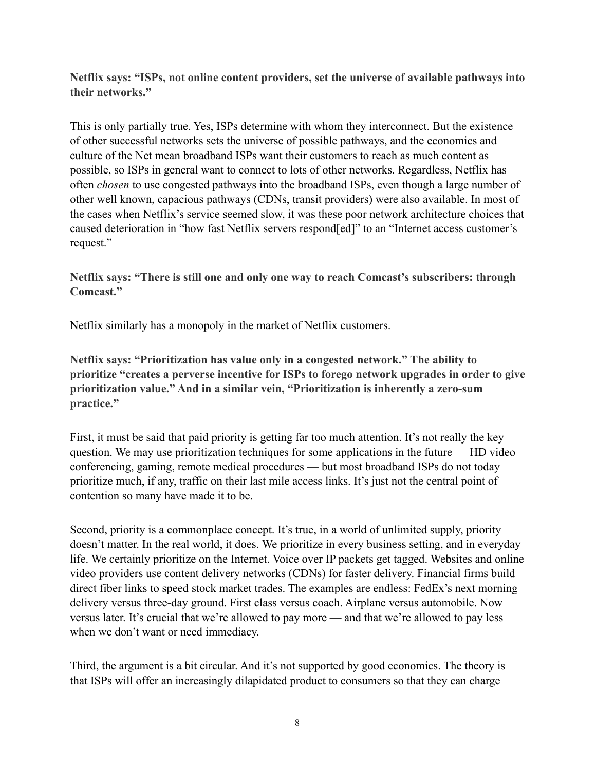**Netflix says: "ISPs, not online content providers, set the universe of available pathways into their networks."**

This is only partially true. Yes, ISPs determine with whom they interconnect. But the existence of other successful networks sets the universe of possible pathways, and the economics and culture of the Net mean broadband ISPs want their customers to reach as much content as possible, so ISPs in general want to connect to lots of other networks. Regardless, Netflix has often *chosen* to use congested pathways into the broadband ISPs, even though a large number of other well known, capacious pathways (CDNs, transit providers) were also available. In most of the cases when Netflix's service seemed slow, it was these poor network architecture choices that caused deterioration in "how fast Netflix servers respond[ed]" to an "Internet access customer's request."

**Netflix says: "There is still one and only one way to reach Comcast's subscribers: through Comcast."**

Netflix similarly has a monopoly in the market of Netflix customers.

**Netflix says: "Prioritization has value only in a congested network." The ability to prioritize "creates a perverse incentive for ISPs to forego network upgrades in order to give prioritization value." And in a similar vein, "Prioritization is inherently a zero-sum practice."**

First, it must be said that paid priority is getting far too much attention. It's not really the key question. We may use prioritization techniques for some applications in the future — HD video conferencing, gaming, remote medical procedures — but most broadband ISPs do not today prioritize much, if any, traffic on their last mile access links. It's just not the central point of contention so many have made it to be.

Second, priority is a commonplace concept. It's true, in a world of unlimited supply, priority doesn't matter. In the real world, it does. We prioritize in every business setting, and in everyday life. We certainly prioritize on the Internet. Voice over IP packets get tagged. Websites and online video providers use content delivery networks (CDNs) for faster delivery. Financial firms build direct fiber links to speed stock market trades. The examples are endless: FedEx's next morning delivery versus three-day ground. First class versus coach. Airplane versus automobile. Now versus later. It's crucial that we're allowed to pay more — and that we're allowed to pay less when we don't want or need immediacy.

Third, the argument is a bit circular. And it's not supported by good economics. The theory is that ISPs will offer an increasingly dilapidated product to consumers so that they can charge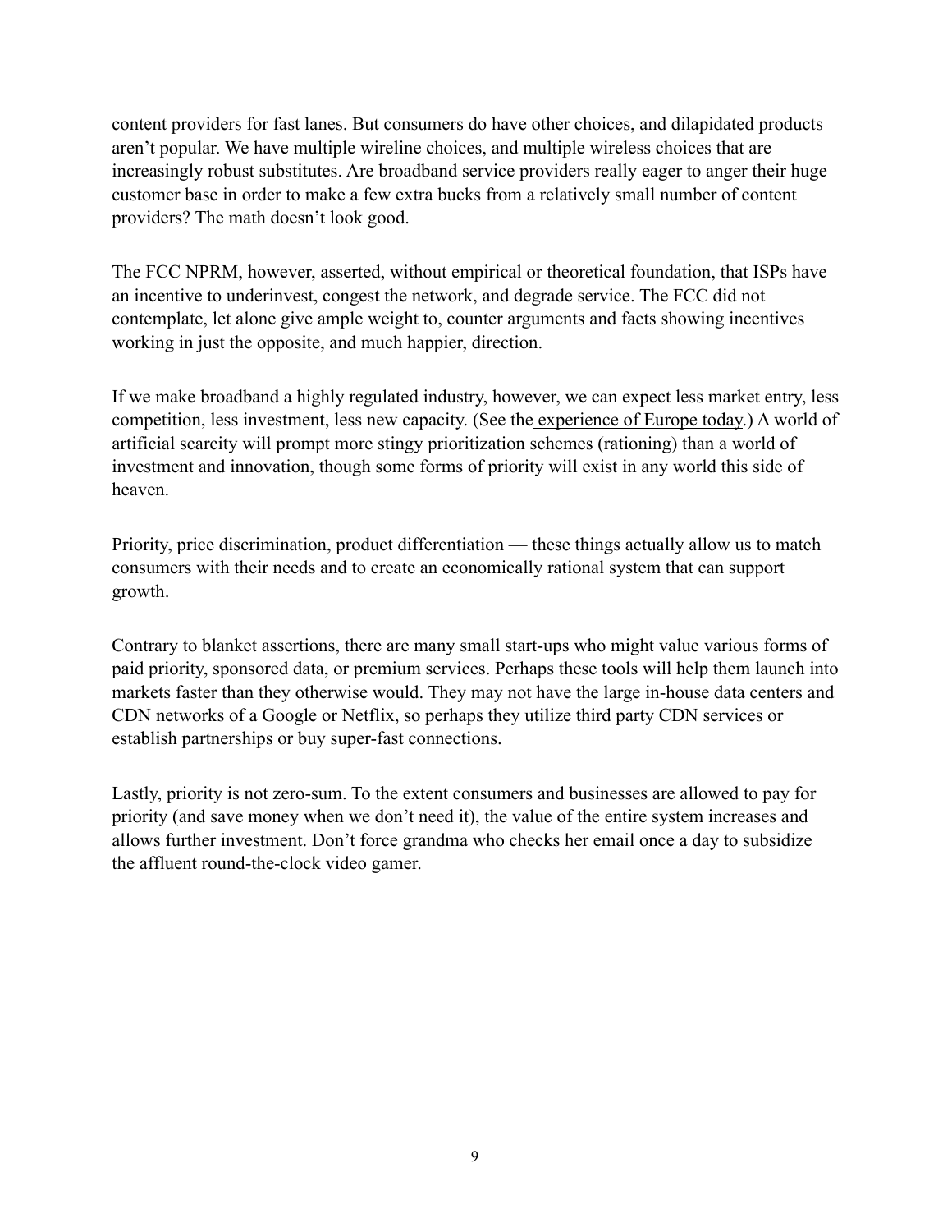content providers for fast lanes. But consumers do have other choices, and dilapidated products aren't popular. We have multiple wireline choices, and multiple wireless choices that are increasingly robust substitutes. Are broadband service providers really eager to anger their huge customer base in order to make a few extra bucks from a relatively small number of content providers? The math doesn't look good.

The FCC NPRM, however, asserted, without empirical or theoretical foundation, that ISPs have an incentive to underinvest, congest the network, and degrade service. The FCC did not contemplate, let alone give ample weight to, counter arguments and facts showing incentives working in just the opposite, and much happier, direction.

If we make broadband a highly regulated industry, however, we can expect less market entry, less competition, less investment, less new capacity. (See the experience of Europe today.) A world of artificial scarcity will prompt more stingy prioritization schemes (rationing) than a world of investment and innovation, though some forms of priority will exist in any world this side of heaven.

Priority, price discrimination, product differentiation — these things actually allow us to match consumers with their needs and to create an economically rational system that can support growth.

Contrary to blanket assertions, there are many small start-ups who might value various forms of paid priority, sponsored data, or premium services. Perhaps these tools will help them launch into markets faster than they otherwise would. They may not have the large in-house data centers and CDN networks of a Google or Netflix, so perhaps they utilize third party CDN services or establish partnerships or buy super-fast connections.

Lastly, priority is not zero-sum. To the extent consumers and businesses are allowed to pay for priority (and save money when we don't need it), the value of the entire system increases and allows further investment. Don't force grandma who checks her email once a day to subsidize the affluent round-the-clock video gamer.